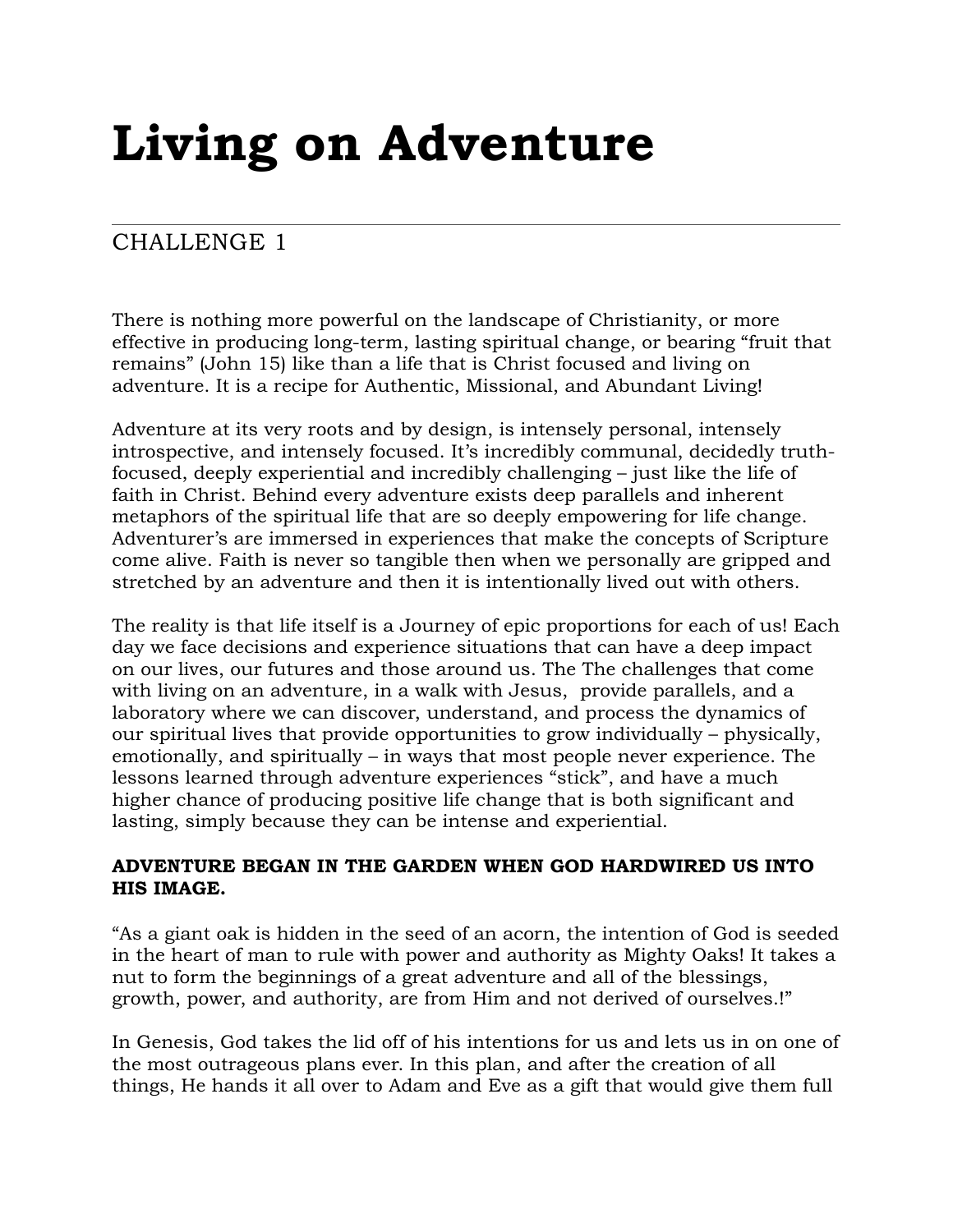# Living on Adventure

## CHALLENGE 1

There is nothing more powerful on the landscape of Christianity, or more effective in producing long-term, lasting spiritual change, or bearing "fruit that remains" (John 15) like than a life that is Christ focused and living on adventure. It is a recipe for Authentic, Missional, and Abundant Living!

Adventure at its very roots and by design, is intensely personal, intensely introspective, and intensely focused. It's incredibly communal, decidedly truth-focused, deeply experiential and incredibly challenging – just like the life of faith in Christ. Behind every adventure exists deep parallels and inherent metaphors of the spiritual life that are so deeply empowering for life change. Adventurer's are immersed in experiences that make the concepts of Scripture come alive. Faith is never so tangible then when we personally are gripped and stretched by an adventure and then it is intentionally lived out with others.

The reality is that life itself is a Journey of epic proportions for each of us! Each day we face decisions and experience situations that can have a deep impact on our lives, our futures and those around us. The The challenges that come with living on an adventure, in a walk with Jesus, provide parallels, and a laboratory where we can discover, understand, and process the dynamics of our spiritual lives that provide opportunities to grow individually – physically, emotionally, and spiritually – in ways that most people never experience. The lessons learned through adventure experiences "stick", and have a much higher chance of producing positive life change that is both significant and lasting, simply because they can be intense and experiential.

**ADVENTURE BEGAN IN THE GARDEN WHEN GOD HARDWIRED US INTO HIS IMAGE.**

"As a giant oak is hidden in the seed of an acorn, the intention of God is seeded in the heart of man to rule with power and authority as Mighty Oaks! It takes a nut to form the beginnings of a great adventure and all of the blessings, growth, power, and authority, are from Him and not derived of ourselves.!"

In Genesis, God takes the lid off of his intentions for us and lets us in on one of the most outrageous plans ever. In this plan, and after the creation of all things, He hands it all over to Adam and Eve as a gift that would give them full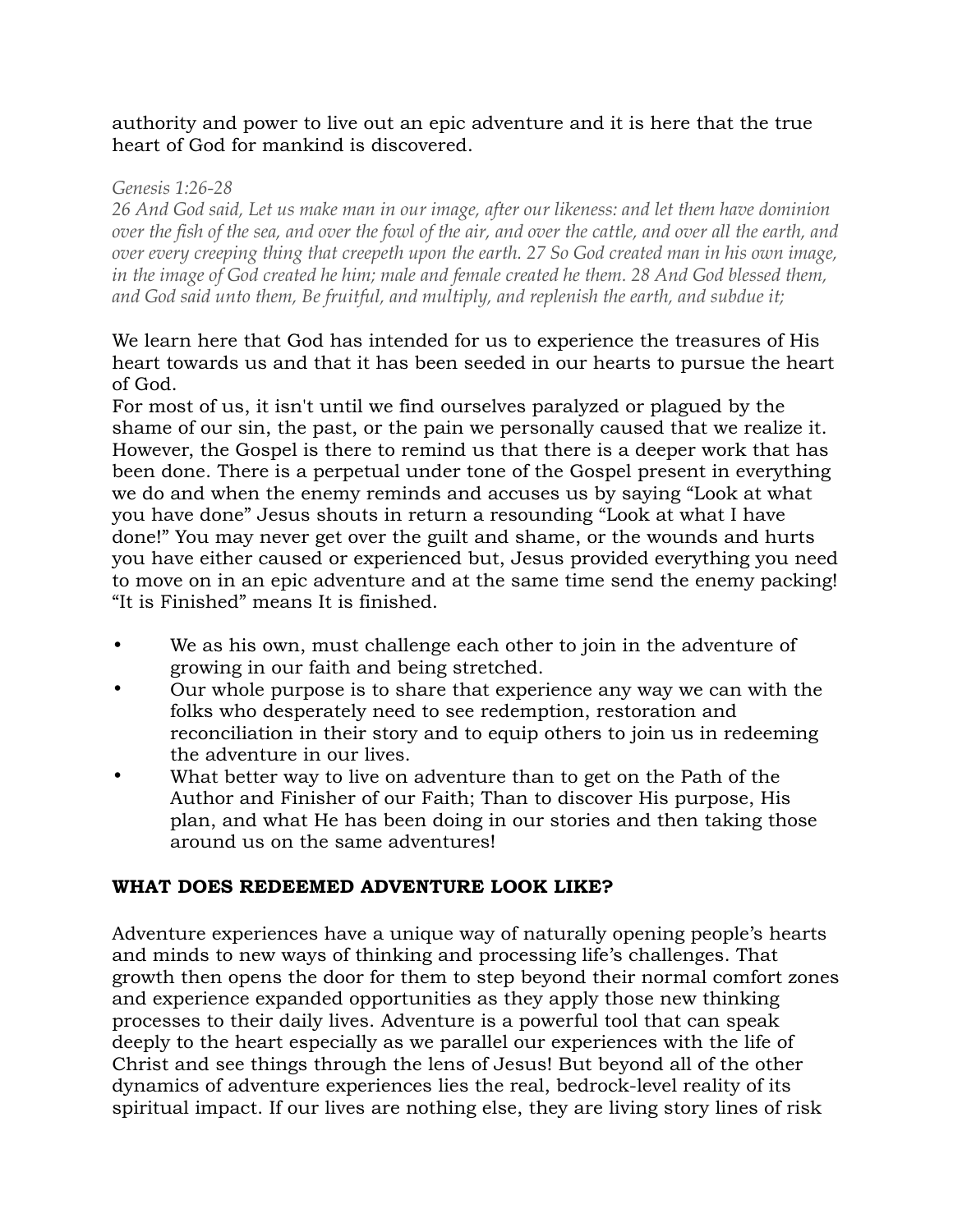authority and power to live out an epic adventure and it is here that the true heart of God for mankind is discovered.

*Genesis 1:26-28*
*26 And God said, Let us make man in our image, after our likeness: and let them have dominion over the fish of the sea, and over the fowl of the air, and over the cattle, and over all the earth, and over every creeping thing that creepeth upon the earth. 27 So God created man in his own image, in the image of God created he him; male and female created he them. 28 And God blessed them, and God said unto them, Be fruitful, and multiply, and replenish the earth, and subdue it;*

We learn here that God has intended for us to experience the treasures of His heart towards us and that it has been seeded in our hearts to pursue the heart of God.
For most of us, it isn't until we find ourselves paralyzed or plagued by the shame of our sin, the past, or the pain we personally caused that we realize it. However, the Gospel is there to remind us that there is a deeper work that has been done. There is a perpetual under tone of the Gospel present in everything we do and when the enemy reminds and accuses us by saying "Look at what you have done" Jesus shouts in return a resounding "Look at what I have done!" You may never get over the guilt and shame, or the wounds and hurts you have either caused or experienced but, Jesus provided everything you need to move on in an epic adventure and at the same time send the enemy packing! "It is Finished" means It is finished.

- We as his own, must challenge each other to join in the adventure of growing in our faith and being stretched.
- Our whole purpose is to share that experience any way we can with the folks who desperately need to see redemption, restoration and reconciliation in their story and to equip others to join us in redeeming the adventure in our lives.
- What better way to live on adventure than to get on the Path of the Author and Finisher of our Faith; Than to discover His purpose, His plan, and what He has been doing in our stories and then taking those around us on the same adventures!

**WHAT DOES REDEEMED ADVENTURE LOOK LIKE?**

Adventure experiences have a unique way of naturally opening people's hearts and minds to new ways of thinking and processing life's challenges. That growth then opens the door for them to step beyond their normal comfort zones and experience expanded opportunities as they apply those new thinking processes to their daily lives. Adventure is a powerful tool that can speak deeply to the heart especially as we parallel our experiences with the life of Christ and see things through the lens of Jesus! But beyond all of the other dynamics of adventure experiences lies the real, bedrock-level reality of its spiritual impact. If our lives are nothing else, they are living story lines of risk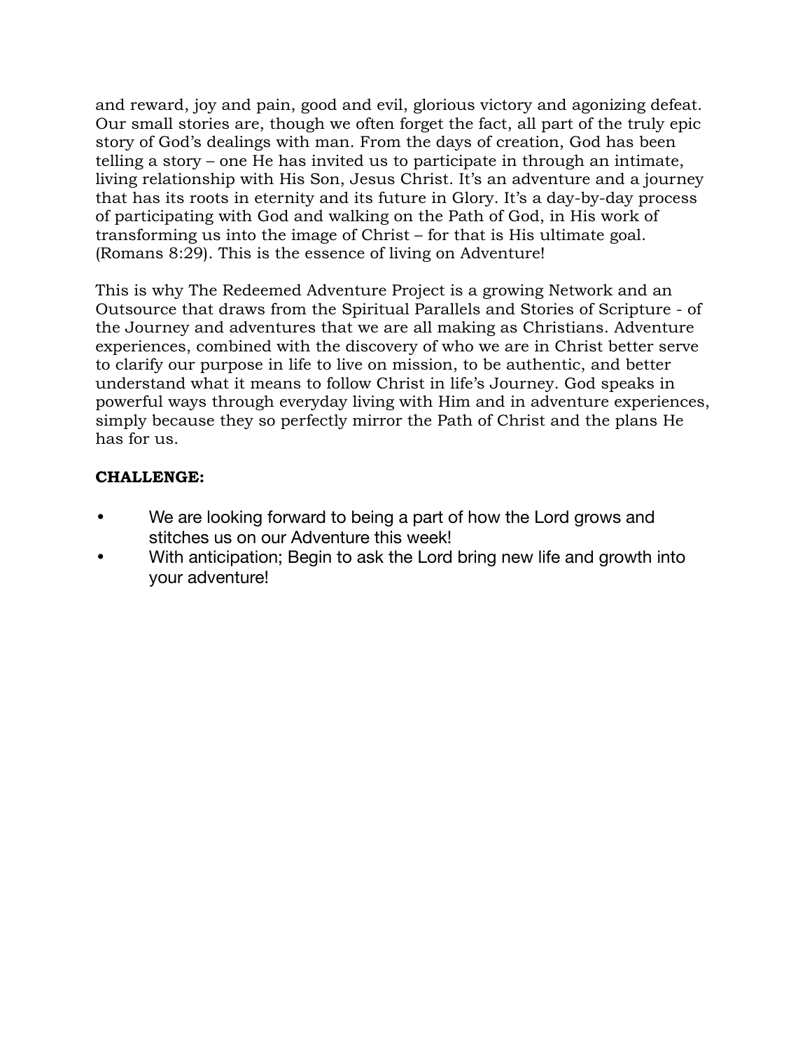and reward, joy and pain, good and evil, glorious victory and agonizing defeat. Our small stories are, though we often forget the fact, all part of the truly epic story of God's dealings with man. From the days of creation, God has been telling a story – one He has invited us to participate in through an intimate, living relationship with His Son, Jesus Christ. It's an adventure and a journey that has its roots in eternity and its future in Glory. It's a day-by-day process of participating with God and walking on the Path of God, in His work of transforming us into the image of Christ – for that is His ultimate goal. (Romans 8:29). This is the essence of living on Adventure!

This is why The Redeemed Adventure Project is a growing Network and an Outsource that draws from the Spiritual Parallels and Stories of Scripture - of the Journey and adventures that we are all making as Christians. Adventure experiences, combined with the discovery of who we are in Christ better serve to clarify our purpose in life to live on mission, to be authentic, and better understand what it means to follow Christ in life's Journey. God speaks in powerful ways through everyday living with Him and in adventure experiences, simply because they so perfectly mirror the Path of Christ and the plans He has for us.

**CHALLENGE:**

- We are looking forward to being a part of how the Lord grows and stitches us on our Adventure this week!
- With anticipation; Begin to ask the Lord bring new life and growth into your adventure!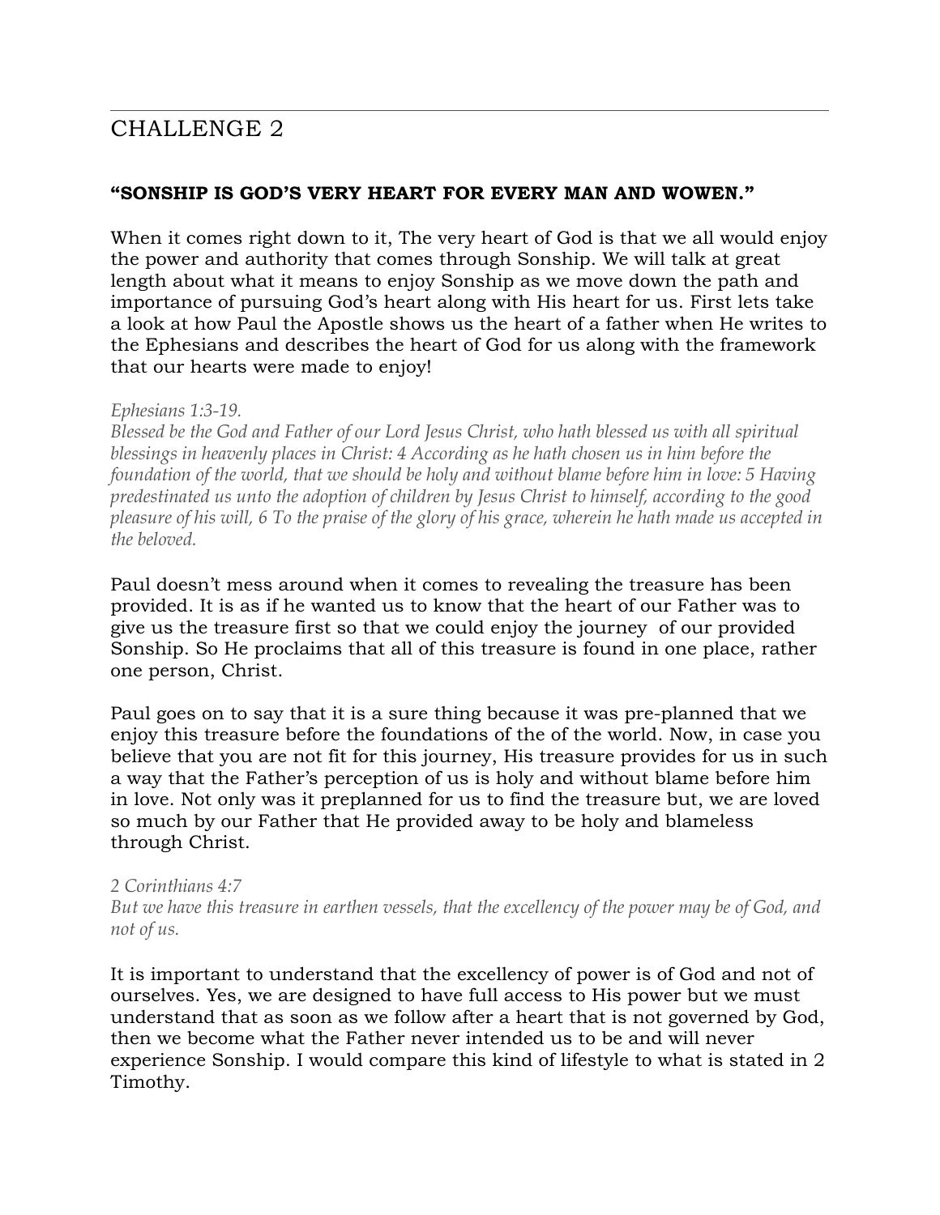# CHALLENGE 2

**"SONSHIP IS GOD'S VERY HEART FOR EVERY MAN AND WOWEN."**

When it comes right down to it, The very heart of God is that we all would enjoy the power and authority that comes through Sonship. We will talk at great length about what it means to enjoy Sonship as we move down the path and importance of pursuing God's heart along with His heart for us. First lets take a look at how Paul the Apostle shows us the heart of a father when He writes to the Ephesians and describes the heart of God for us along with the framework that our hearts were made to enjoy!

*Ephesians 1:3-19.*
*Blessed be the God and Father of our Lord Jesus Christ, who hath blessed us with all spiritual blessings in heavenly places in Christ: 4 According as he hath chosen us in him before the foundation of the world, that we should be holy and without blame before him in love: 5 Having predestinated us unto the adoption of children by Jesus Christ to himself, according to the good pleasure of his will, 6 To the praise of the glory of his grace, wherein he hath made us accepted in the beloved.*

Paul doesn't mess around when it comes to revealing the treasure has been provided. It is as if he wanted us to know that the heart of our Father was to give us the treasure first so that we could enjoy the journey of our provided Sonship. So He proclaims that all of this treasure is found in one place, rather one person, Christ.

Paul goes on to say that it is a sure thing because it was pre-planned that we enjoy this treasure before the foundations of the of the world. Now, in case you believe that you are not fit for this journey, His treasure provides for us in such a way that the Father's perception of us is holy and without blame before him in love. Not only was it preplanned for us to find the treasure but, we are loved so much by our Father that He provided away to be holy and blameless through Christ.

*2 Corinthians 4:7*
*But we have this treasure in earthen vessels, that the excellency of the power may be of God, and not of us.*

It is important to understand that the excellency of power is of God and not of ourselves. Yes, we are designed to have full access to His power but we must understand that as soon as we follow after a heart that is not governed by God, then we become what the Father never intended us to be and will never experience Sonship. I would compare this kind of lifestyle to what is stated in 2 Timothy.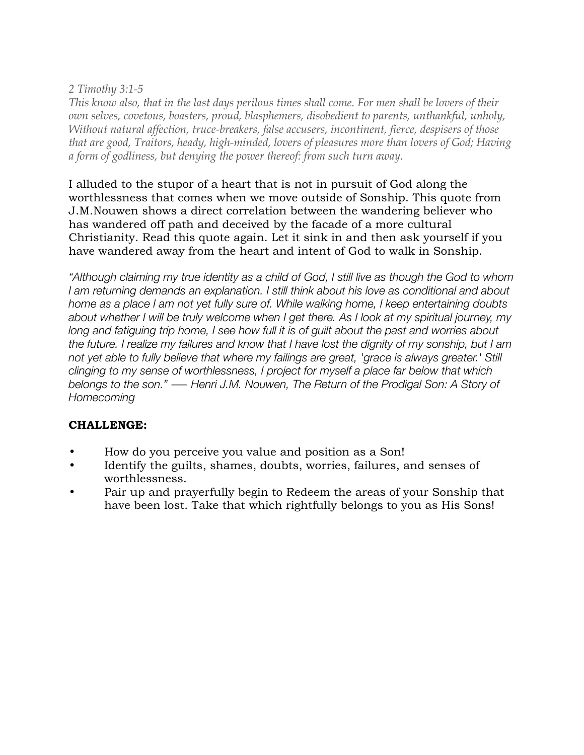*2 Timothy 3:1-5*
*This know also, that in the last days perilous times shall come. For men shall be lovers of their own selves, covetous, boasters, proud, blasphemers, disobedient to parents, unthankful, unholy, Without natural affection, truce-breakers, false accusers, incontinent, fierce, despisers of those that are good, Traitors, heady, high-minded, lovers of pleasures more than lovers of God; Having a form of godliness, but denying the power thereof: from such turn away.*

I alluded to the stupor of a heart that is not in pursuit of God along the worthlessness that comes when we move outside of Sonship. This quote from J.M.Nouwen shows a direct correlation between the wandering believer who has wandered off path and deceived by the facade of a more cultural Christianity. Read this quote again. Let it sink in and then ask yourself if you have wandered away from the heart and intent of God to walk in Sonship.

*"Although claiming my true identity as a child of God, I still live as though the God to whom I am returning demands an explanation. I still think about his love as conditional and about home as a place I am not yet fully sure of. While walking home, I keep entertaining doubts about whether I will be truly welcome when I get there. As I look at my spiritual journey, my long and fatiguing trip home, I see how full it is of guilt about the past and worries about the future. I realize my failures and know that I have lost the dignity of my sonship, but I am not yet able to fully believe that where my failings are great, 'grace is always greater.' Still clinging to my sense of worthlessness, I project for myself a place far below that which belongs to the son." ― Henri J.M. Nouwen, The Return of the Prodigal Son: A Story of Homecoming*

**CHALLENGE:**

- How do you perceive you value and position as a Son!
- Identify the guilts, shames, doubts, worries, failures, and senses of worthlessness.
- Pair up and prayerfully begin to Redeem the areas of your Sonship that have been lost. Take that which rightfully belongs to you as His Sons!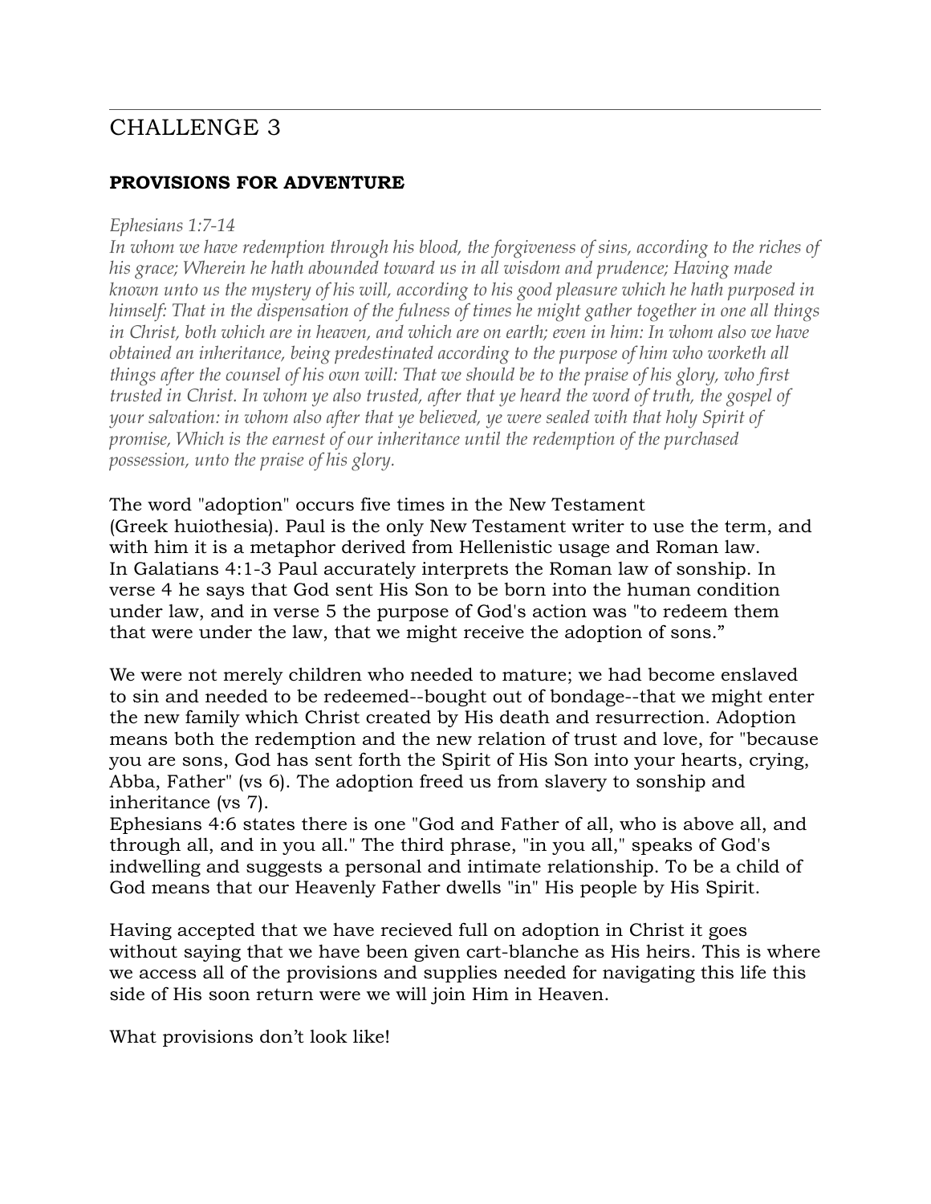# CHALLENGE 3

**PROVISIONS FOR ADVENTURE**

*Ephesians 1:7-14*

*In whom we have redemption through his blood, the forgiveness of sins, according to the riches of his grace; Wherein he hath abounded toward us in all wisdom and prudence; Having made known unto us the mystery of his will, according to his good pleasure which he hath purposed in himself: That in the dispensation of the fulness of times he might gather together in one all things in Christ, both which are in heaven, and which are on earth; even in him: In whom also we have obtained an inheritance, being predestinated according to the purpose of him who worketh all things after the counsel of his own will: That we should be to the praise of his glory, who first trusted in Christ. In whom ye also trusted, after that ye heard the word of truth, the gospel of your salvation: in whom also after that ye believed, ye were sealed with that holy Spirit of promise, Which is the earnest of our inheritance until the redemption of the purchased possession, unto the praise of his glory.*

The word "adoption" occurs five times in the New Testament (Greek huiothesia). Paul is the only New Testament writer to use the term, and with him it is a metaphor derived from Hellenistic usage and Roman law. In Galatians 4:1-3 Paul accurately interprets the Roman law of sonship. In verse 4 he says that God sent His Son to be born into the human condition under law, and in verse 5 the purpose of God's action was "to redeem them that were under the law, that we might receive the adoption of sons."

We were not merely children who needed to mature; we had become enslaved to sin and needed to be redeemed--bought out of bondage--that we might enter the new family which Christ created by His death and resurrection. Adoption means both the redemption and the new relation of trust and love, for "because you are sons, God has sent forth the Spirit of His Son into your hearts, crying, Abba, Father" (vs 6). The adoption freed us from slavery to sonship and inheritance (vs 7).
Ephesians 4:6 states there is one "God and Father of all, who is above all, and through all, and in you all." The third phrase, "in you all," speaks of God's indwelling and suggests a personal and intimate relationship. To be a child of God means that our Heavenly Father dwells "in" His people by His Spirit.

Having accepted that we have recieved full on adoption in Christ it goes without saying that we have been given cart-blanche as His heirs. This is where we access all of the provisions and supplies needed for navigating this life this side of His soon return were we will join Him in Heaven.

What provisions don't look like!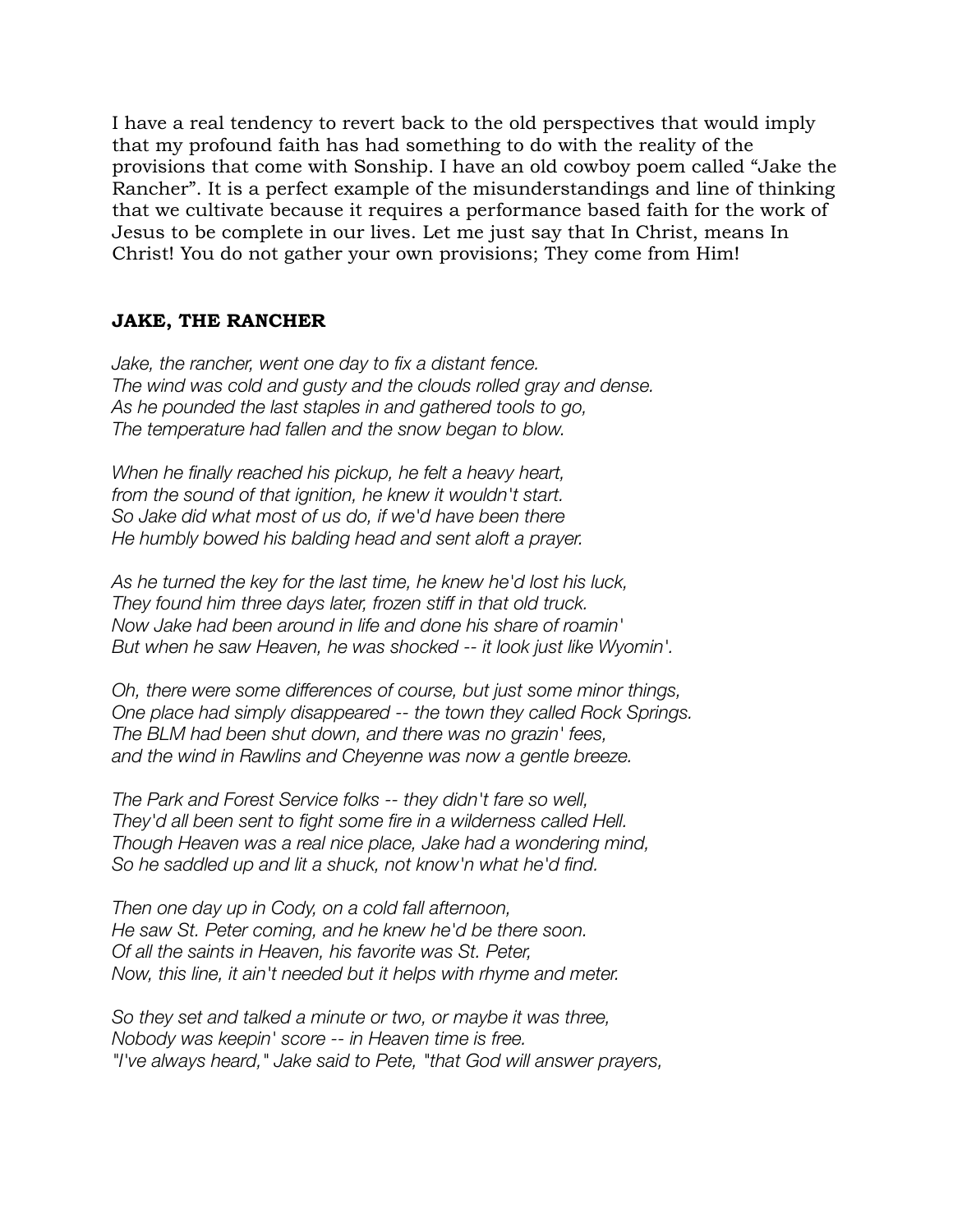I have a real tendency to revert back to the old perspectives that would imply that my profound faith has had something to do with the reality of the provisions that come with Sonship. I have an old cowboy poem called “Jake the Rancher”. It is a perfect example of the misunderstandings and line of thinking that we cultivate because it requires a performance based faith for the work of Jesus to be complete in our lives. Let me just say that In Christ, means In Christ! You do not gather your own provisions; They come from Him!

**JAKE, THE RANCHER**

*Jake, the rancher, went one day to fix a distant fence.*
*The wind was cold and gusty and the clouds rolled gray and dense.*
*As he pounded the last staples in and gathered tools to go,*
*The temperature had fallen and the snow began to blow.*

*When he finally reached his pickup, he felt a heavy heart,*
*from the sound of that ignition, he knew it wouldn't start.*
*So Jake did what most of us do, if we'd have been there*
*He humbly bowed his balding head and sent aloft a prayer.*

*As he turned the key for the last time, he knew he'd lost his luck,*
*They found him three days later, frozen stiff in that old truck.*
*Now Jake had been around in life and done his share of roamin'*
*But when he saw Heaven, he was shocked -- it look just like Wyomin'.*

*Oh, there were some differences of course, but just some minor things,*
*One place had simply disappeared -- the town they called Rock Springs.*
*The BLM had been shut down, and there was no grazin' fees,*
*and the wind in Rawlins and Cheyenne was now a gentle breeze.*

*The Park and Forest Service folks -- they didn't fare so well,*
*They'd all been sent to fight some fire in a wilderness called Hell.*
*Though Heaven was a real nice place, Jake had a wondering mind,*
*So he saddled up and lit a shuck, not know'n what he'd find.*

*Then one day up in Cody, on a cold fall afternoon,*
*He saw St. Peter coming, and he knew he'd be there soon.*
*Of all the saints in Heaven, his favorite was St. Peter,*
*Now, this line, it ain't needed but it helps with rhyme and meter.*

*So they set and talked a minute or two, or maybe it was three,*
*Nobody was keepin' score -- in Heaven time is free.*
*"I've always heard," Jake said to Pete, "that God will answer prayers,*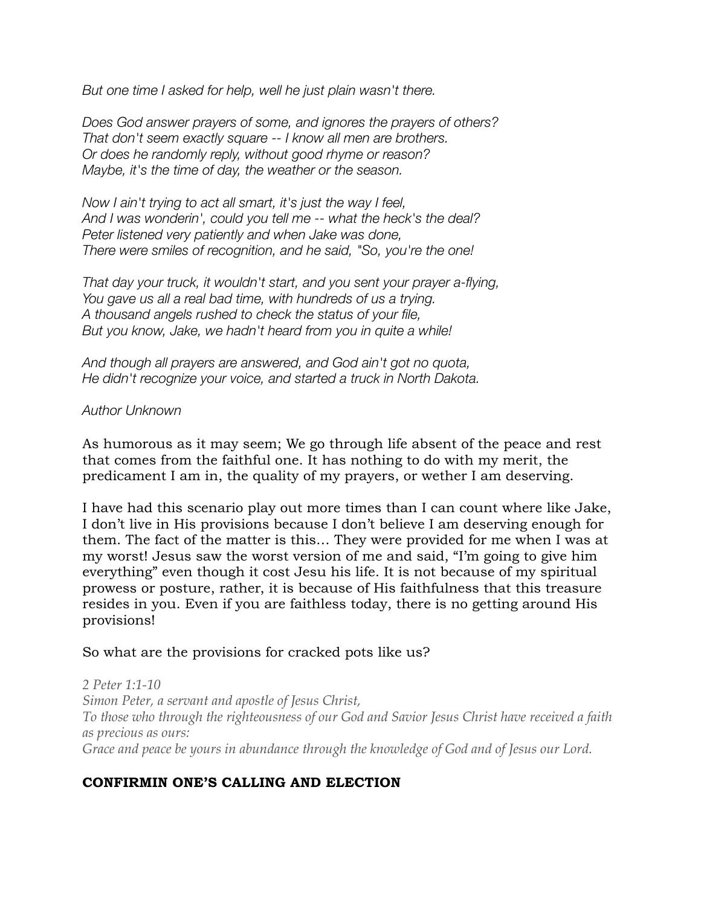*But one time I asked for help, well he just plain wasn't there.*

*Does God answer prayers of some, and ignores the prayers of others?*
*That don't seem exactly square -- I know all men are brothers.*
*Or does he randomly reply, without good rhyme or reason?*
*Maybe, it's the time of day, the weather or the season.*

*Now I ain't trying to act all smart, it's just the way I feel,*
*And I was wonderin', could you tell me -- what the heck's the deal?*
*Peter listened very patiently and when Jake was done,*
*There were smiles of recognition, and he said, "So, you're the one!*

*That day your truck, it wouldn't start, and you sent your prayer a-flying,*
*You gave us all a real bad time, with hundreds of us a trying.*
*A thousand angels rushed to check the status of your file,*
*But you know, Jake, we hadn't heard from you in quite a while!*

*And though all prayers are answered, and God ain't got no quota,*
*He didn't recognize your voice, and started a truck in North Dakota.*

*Author Unknown*

As humorous as it may seem; We go through life absent of the peace and rest that comes from the faithful one. It has nothing to do with my merit, the predicament I am in, the quality of my prayers, or wether I am deserving.

I have had this scenario play out more times than I can count where like Jake, I don't live in His provisions because I don't believe I am deserving enough for them. The fact of the matter is this… They were provided for me when I was at my worst! Jesus saw the worst version of me and said, "I'm going to give him everything" even though it cost Jesu his life. It is not because of my spiritual prowess or posture, rather, it is because of His faithfulness that this treasure resides in you. Even if you are faithless today, there is no getting around His provisions!

So what are the provisions for cracked pots like us?

*2 Peter 1:1-10*
*Simon Peter, a servant and apostle of Jesus Christ,*
*To those who through the righteousness of our God and Savior Jesus Christ have received a faith as precious as ours:*
*Grace and peace be yours in abundance through the knowledge of God and of Jesus our Lord.*

**CONFIRMIN ONE'S CALLING AND ELECTION**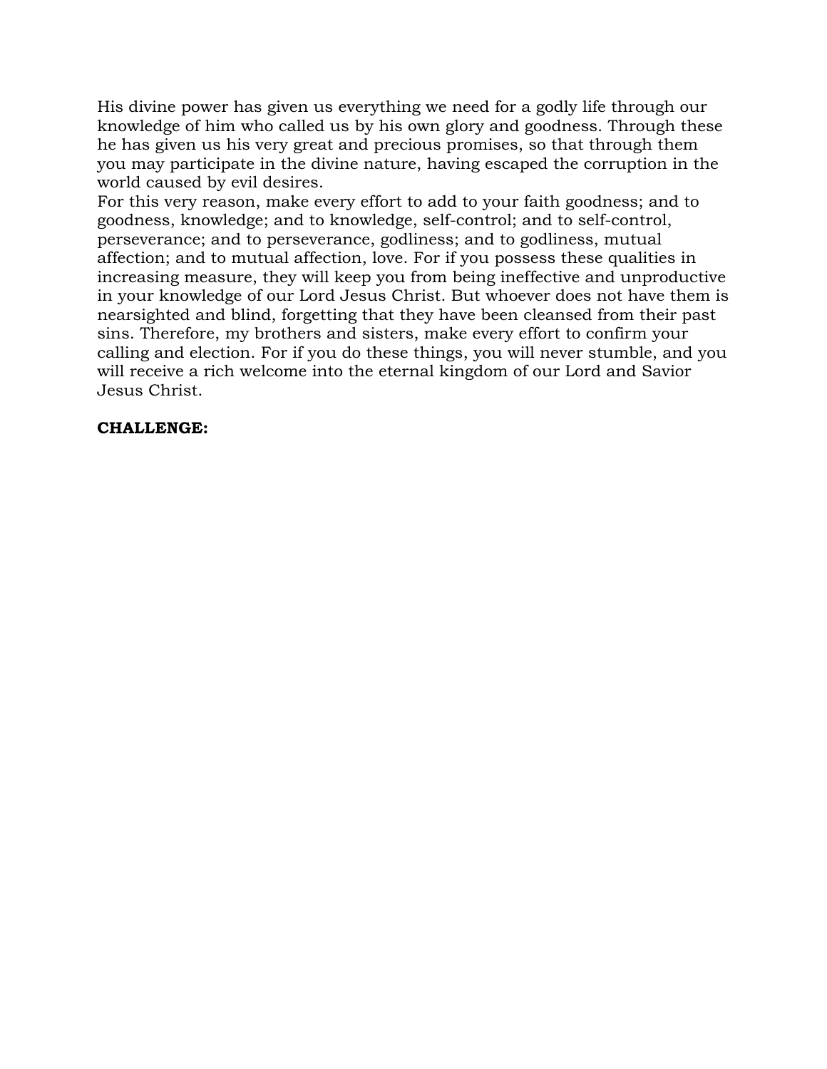His divine power has given us everything we need for a godly life through our knowledge of him who called us by his own glory and goodness. Through these he has given us his very great and precious promises, so that through them you may participate in the divine nature, having escaped the corruption in the world caused by evil desires.

For this very reason, make every effort to add to your faith goodness; and to goodness, knowledge; and to knowledge, self-control; and to self-control, perseverance; and to perseverance, godliness; and to godliness, mutual affection; and to mutual affection, love. For if you possess these qualities in increasing measure, they will keep you from being ineffective and unproductive in your knowledge of our Lord Jesus Christ. But whoever does not have them is nearsighted and blind, forgetting that they have been cleansed from their past sins. Therefore, my brothers and sisters, make every effort to confirm your calling and election. For if you do these things, you will never stumble, and you will receive a rich welcome into the eternal kingdom of our Lord and Savior Jesus Christ.

**CHALLENGE:**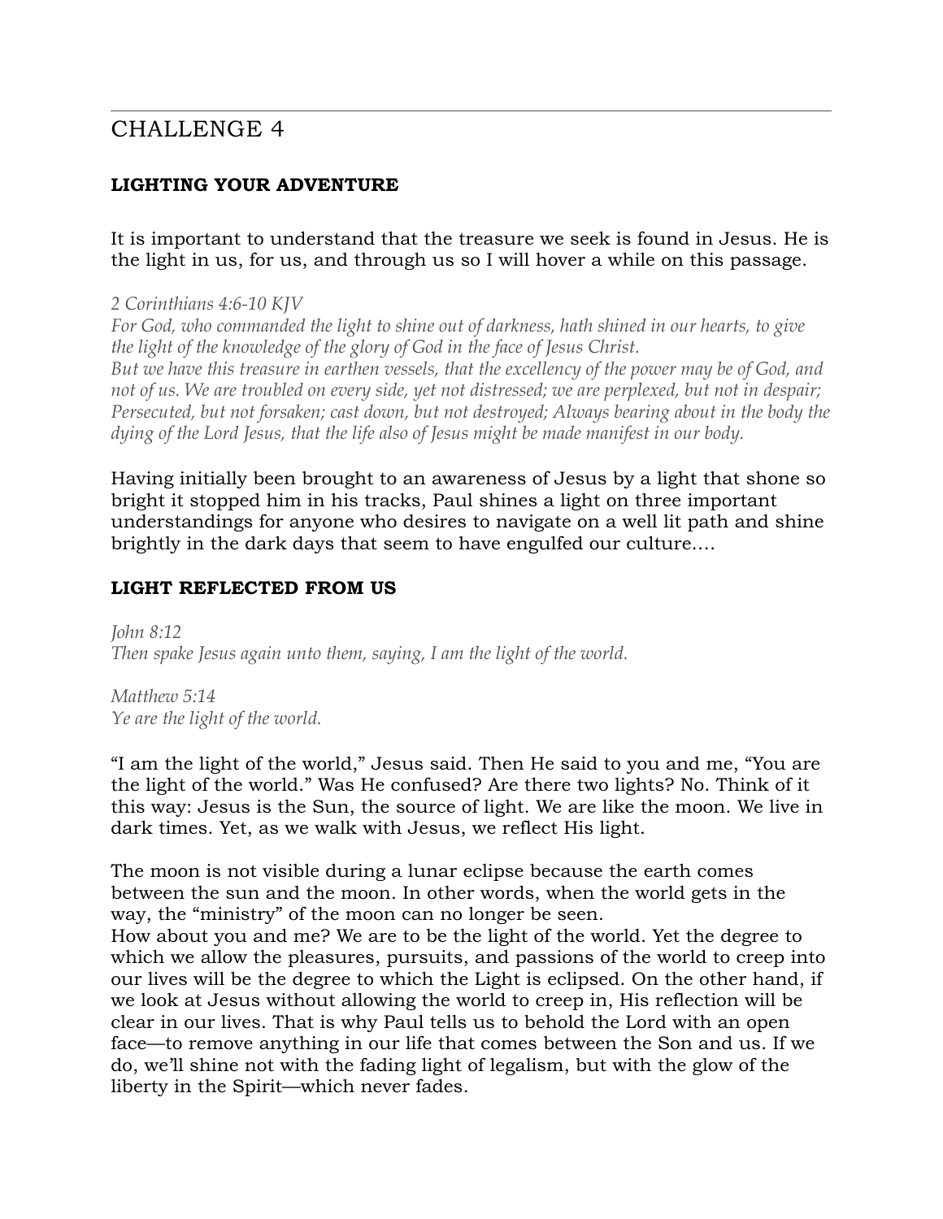# CHALLENGE 4

## LIGHTING YOUR ADVENTURE

It is important to understand that the treasure we seek is found in Jesus. He is the light in us, for us, and through us so I will hover a while on this passage.

*2 Corinthians 4:6-10 KJV*
*For God, who commanded the light to shine out of darkness, hath shined in our hearts, to give the light of the knowledge of the glory of God in the face of Jesus Christ.*
*But we have this treasure in earthen vessels, that the excellency of the power may be of God, and not of us. We are troubled on every side, yet not distressed; we are perplexed, but not in despair; Persecuted, but not forsaken; cast down, but not destroyed; Always bearing about in the body the dying of the Lord Jesus, that the life also of Jesus might be made manifest in our body.*

Having initially been brought to an awareness of Jesus by a light that shone so bright it stopped him in his tracks, Paul shines a light on three important understandings for anyone who desires to navigate on a well lit path and shine brightly in the dark days that seem to have engulfed our culture....

## LIGHT REFLECTED FROM US

*John 8:12*
*Then spake Jesus again unto them, saying, I am the light of the world.*

*Matthew 5:14*
*Ye are the light of the world.*

"I am the light of the world," Jesus said. Then He said to you and me, "You are the light of the world." Was He confused? Are there two lights? No. Think of it this way: Jesus is the Sun, the source of light. We are like the moon. We live in dark times. Yet, as we walk with Jesus, we reflect His light.

The moon is not visible during a lunar eclipse because the earth comes between the sun and the moon. In other words, when the world gets in the way, the "ministry" of the moon can no longer be seen.
How about you and me? We are to be the light of the world. Yet the degree to which we allow the pleasures, pursuits, and passions of the world to creep into our lives will be the degree to which the Light is eclipsed. On the other hand, if we look at Jesus without allowing the world to creep in, His reflection will be clear in our lives. That is why Paul tells us to behold the Lord with an open face—to remove anything in our life that comes between the Son and us. If we do, we'll shine not with the fading light of legalism, but with the glow of the liberty in the Spirit—which never fades.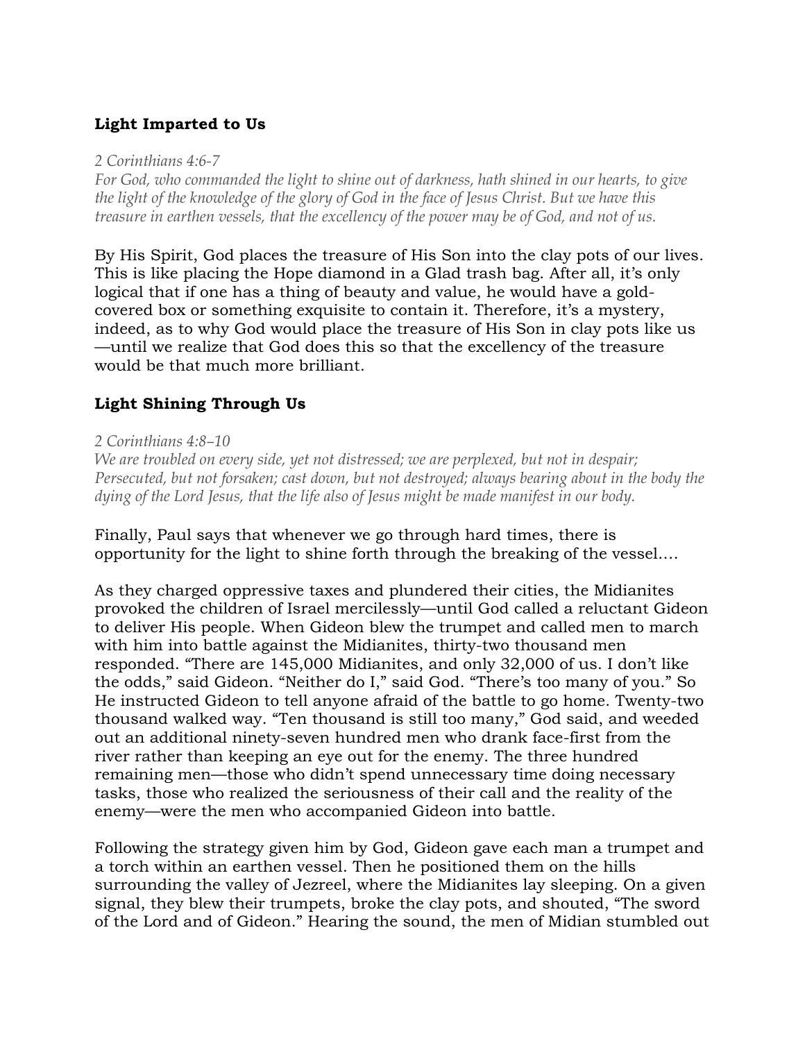### **Light Imparted to Us**

*2 Corinthians 4:6-7*
*For God, who commanded the light to shine out of darkness, hath shined in our hearts, to give the light of the knowledge of the glory of God in the face of Jesus Christ. But we have this treasure in earthen vessels, that the excellency of the power may be of God, and not of us.*

By His Spirit, God places the treasure of His Son into the clay pots of our lives. This is like placing the Hope diamond in a Glad trash bag. After all, it's only logical that if one has a thing of beauty and value, he would have a gold-covered box or something exquisite to contain it. Therefore, it's a mystery, indeed, as to why God would place the treasure of His Son in clay pots like us—until we realize that God does this so that the excellency of the treasure would be that much more brilliant.

### **Light Shining Through Us**

*2 Corinthians 4:8–10*
*We are troubled on every side, yet not distressed; we are perplexed, but not in despair; Persecuted, but not forsaken; cast down, but not destroyed; always bearing about in the body the dying of the Lord Jesus, that the life also of Jesus might be made manifest in our body.*

Finally, Paul says that whenever we go through hard times, there is opportunity for the light to shine forth through the breaking of the vessel….

As they charged oppressive taxes and plundered their cities, the Midianites provoked the children of Israel mercilessly—until God called a reluctant Gideon to deliver His people. When Gideon blew the trumpet and called men to march with him into battle against the Midianites, thirty-two thousand men responded. "There are 145,000 Midianites, and only 32,000 of us. I don't like the odds," said Gideon. "Neither do I," said God. "There's too many of you." So He instructed Gideon to tell anyone afraid of the battle to go home. Twenty-two thousand walked way. "Ten thousand is still too many," God said, and weeded out an additional ninety-seven hundred men who drank face-first from the river rather than keeping an eye out for the enemy. The three hundred remaining men—those who didn't spend unnecessary time doing necessary tasks, those who realized the seriousness of their call and the reality of the enemy—were the men who accompanied Gideon into battle.

Following the strategy given him by God, Gideon gave each man a trumpet and a torch within an earthen vessel. Then he positioned them on the hills surrounding the valley of Jezreel, where the Midianites lay sleeping. On a given signal, they blew their trumpets, broke the clay pots, and shouted, "The sword of the Lord and of Gideon." Hearing the sound, the men of Midian stumbled out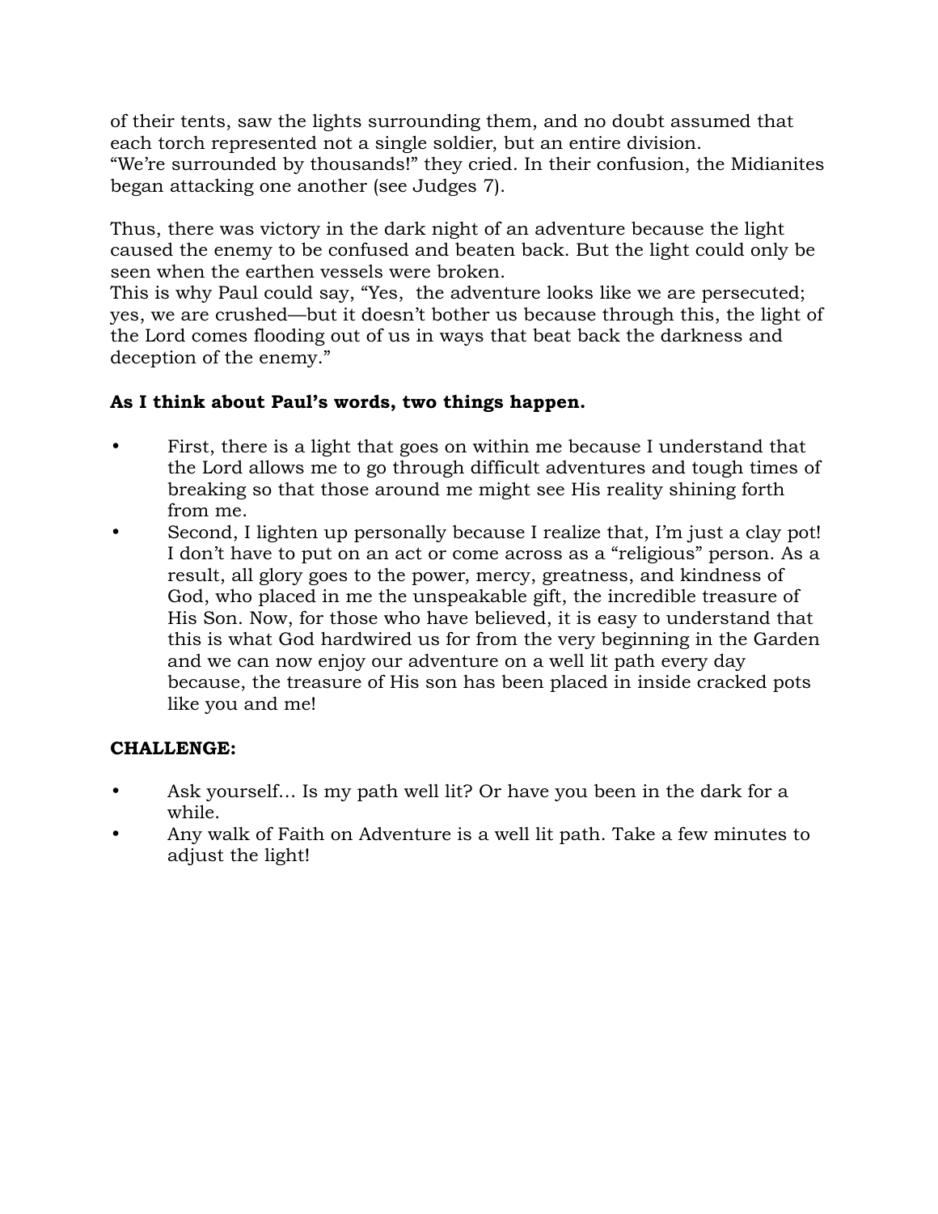of their tents, saw the lights surrounding them, and no doubt assumed that each torch represented not a single soldier, but an entire division. "We're surrounded by thousands!" they cried. In their confusion, the Midianites began attacking one another (see Judges 7).

Thus, there was victory in the dark night of an adventure because the light caused the enemy to be confused and beaten back. But the light could only be seen when the earthen vessels were broken.
This is why Paul could say, "Yes, the adventure looks like we are persecuted; yes, we are crushed—but it doesn't bother us because through this, the light of the Lord comes flooding out of us in ways that beat back the darkness and deception of the enemy."

**As I think about Paul's words, two things happen.**

- First, there is a light that goes on within me because I understand that the Lord allows me to go through difficult adventures and tough times of breaking so that those around me might see His reality shining forth from me.
- Second, I lighten up personally because I realize that, I'm just a clay pot! I don't have to put on an act or come across as a "religious" person. As a result, all glory goes to the power, mercy, greatness, and kindness of God, who placed in me the unspeakable gift, the incredible treasure of His Son. Now, for those who have believed, it is easy to understand that this is what God hardwired us for from the very beginning in the Garden and we can now enjoy our adventure on a well lit path every day because, the treasure of His son has been placed in inside cracked pots like you and me!

**CHALLENGE:**

- Ask yourself… Is my path well lit? Or have you been in the dark for a while.
- Any walk of Faith on Adventure is a well lit path. Take a few minutes to adjust the light!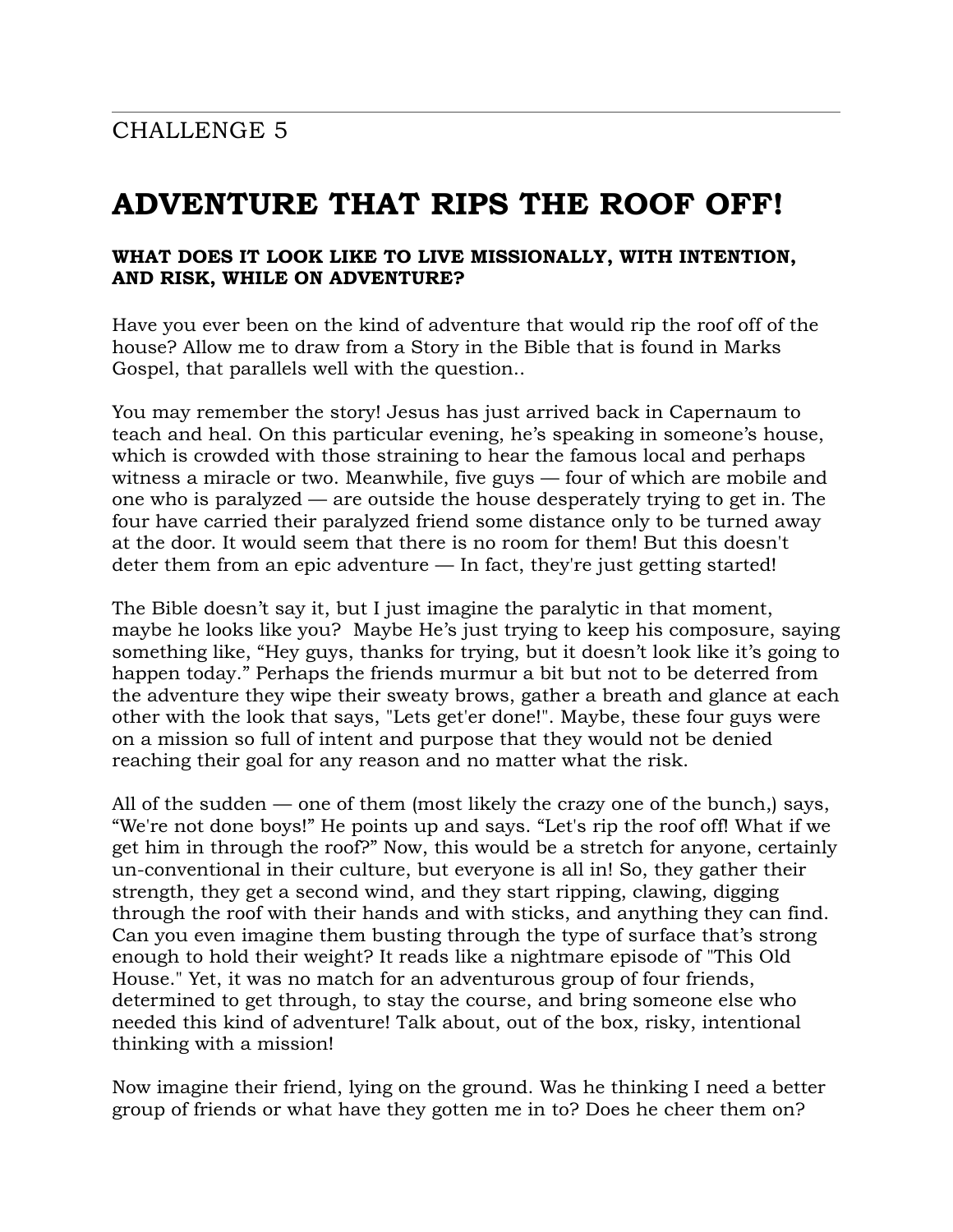CHALLENGE 5

# ADVENTURE THAT RIPS THE ROOF OFF!

### WHAT DOES IT LOOK LIKE TO LIVE MISSIONALLY, WITH INTENTION, AND RISK, WHILE ON ADVENTURE?

Have you ever been on the kind of adventure that would rip the roof off of the house? Allow me to draw from a Story in the Bible that is found in Marks Gospel, that parallels well with the question..

You may remember the story! Jesus has just arrived back in Capernaum to teach and heal. On this particular evening, he's speaking in someone's house, which is crowded with those straining to hear the famous local and perhaps witness a miracle or two. Meanwhile, five guys — four of which are mobile and one who is paralyzed — are outside the house desperately trying to get in. The four have carried their paralyzed friend some distance only to be turned away at the door. It would seem that there is no room for them! But this doesn't deter them from an epic adventure — In fact, they're just getting started!

The Bible doesn't say it, but I just imagine the paralytic in that moment, maybe he looks like you? Maybe He's just trying to keep his composure, saying something like, "Hey guys, thanks for trying, but it doesn't look like it's going to happen today." Perhaps the friends murmur a bit but not to be deterred from the adventure they wipe their sweaty brows, gather a breath and glance at each other with the look that says, "Lets get'er done!". Maybe, these four guys were on a mission so full of intent and purpose that they would not be denied reaching their goal for any reason and no matter what the risk.

All of the sudden — one of them (most likely the crazy one of the bunch,) says, "We're not done boys!" He points up and says. "Let's rip the roof off! What if we get him in through the roof?" Now, this would be a stretch for anyone, certainly un-conventional in their culture, but everyone is all in! So, they gather their strength, they get a second wind, and they start ripping, clawing, digging through the roof with their hands and with sticks, and anything they can find. Can you even imagine them busting through the type of surface that's strong enough to hold their weight? It reads like a nightmare episode of "This Old House." Yet, it was no match for an adventurous group of four friends, determined to get through, to stay the course, and bring someone else who needed this kind of adventure! Talk about, out of the box, risky, intentional thinking with a mission!

Now imagine their friend, lying on the ground. Was he thinking I need a better group of friends or what have they gotten me in to? Does he cheer them on?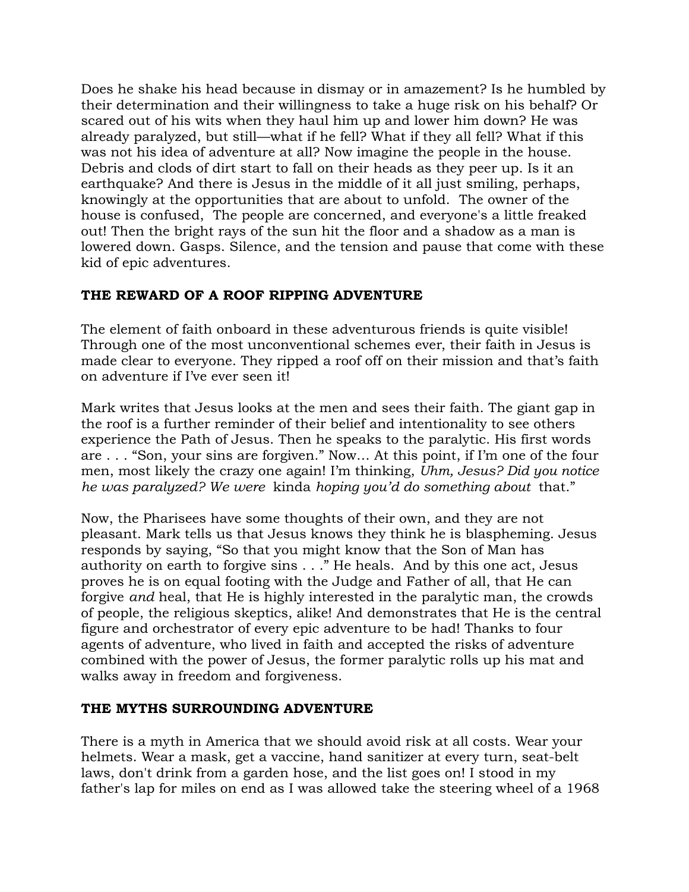Does he shake his head because in dismay or in amazement? Is he humbled by their determination and their willingness to take a huge risk on his behalf? Or scared out of his wits when they haul him up and lower him down? He was already paralyzed, but still—what if he fell? What if they all fell? What if this was not his idea of adventure at all? Now imagine the people in the house. Debris and clods of dirt start to fall on their heads as they peer up. Is it an earthquake? And there is Jesus in the middle of it all just smiling, perhaps, knowingly at the opportunities that are about to unfold. The owner of the house is confused, The people are concerned, and everyone's a little freaked out! Then the bright rays of the sun hit the floor and a shadow as a man is lowered down. Gasps. Silence, and the tension and pause that come with these kid of epic adventures.

**THE REWARD OF A ROOF RIPPING ADVENTURE**

The element of faith onboard in these adventurous friends is quite visible! Through one of the most unconventional schemes ever, their faith in Jesus is made clear to everyone. They ripped a roof off on their mission and that's faith on adventure if I've ever seen it!

Mark writes that Jesus looks at the men and sees their faith. The giant gap in the roof is a further reminder of their belief and intentionality to see others experience the Path of Jesus. Then he speaks to the paralytic. His first words are . . . "Son, your sins are forgiven." Now… At this point, if I'm one of the four men, most likely the crazy one again! I'm thinking, *Uhm, Jesus? Did you notice he was paralyzed? We were* kinda *hoping you'd do something about* that."

Now, the Pharisees have some thoughts of their own, and they are not pleasant. Mark tells us that Jesus knows they think he is blaspheming. Jesus responds by saying, "So that you might know that the Son of Man has authority on earth to forgive sins . . ." He heals. And by this one act, Jesus proves he is on equal footing with the Judge and Father of all, that He can forgive *and* heal, that He is highly interested in the paralytic man, the crowds of people, the religious skeptics, alike! And demonstrates that He is the central figure and orchestrator of every epic adventure to be had! Thanks to four agents of adventure, who lived in faith and accepted the risks of adventure combined with the power of Jesus, the former paralytic rolls up his mat and walks away in freedom and forgiveness.

**THE MYTHS SURROUNDING ADVENTURE**

There is a myth in America that we should avoid risk at all costs. Wear your helmets. Wear a mask, get a vaccine, hand sanitizer at every turn, seat-belt laws, don't drink from a garden hose, and the list goes on! I stood in my father's lap for miles on end as I was allowed take the steering wheel of a 1968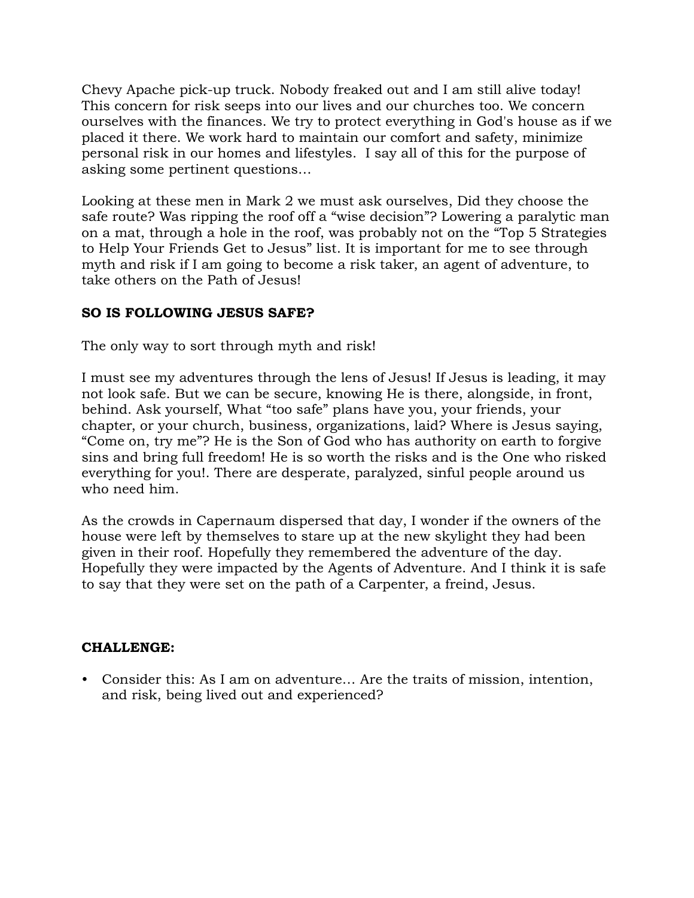Chevy Apache pick-up truck. Nobody freaked out and I am still alive today! This concern for risk seeps into our lives and our churches too. We concern ourselves with the finances. We try to protect everything in God's house as if we placed it there. We work hard to maintain our comfort and safety, minimize personal risk in our homes and lifestyles. I say all of this for the purpose of asking some pertinent questions…

Looking at these men in Mark 2 we must ask ourselves, Did they choose the safe route? Was ripping the roof off a "wise decision"? Lowering a paralytic man on a mat, through a hole in the roof, was probably not on the "Top 5 Strategies to Help Your Friends Get to Jesus" list. It is important for me to see through myth and risk if I am going to become a risk taker, an agent of adventure, to take others on the Path of Jesus!

**SO IS FOLLOWING JESUS SAFE?**

The only way to sort through myth and risk!

I must see my adventures through the lens of Jesus! If Jesus is leading, it may not look safe. But we can be secure, knowing He is there, alongside, in front, behind. Ask yourself, What "too safe" plans have you, your friends, your chapter, or your church, business, organizations, laid? Where is Jesus saying, "Come on, try me"? He is the Son of God who has authority on earth to forgive sins and bring full freedom! He is so worth the risks and is the One who risked everything for you!. There are desperate, paralyzed, sinful people around us who need him.

As the crowds in Capernaum dispersed that day, I wonder if the owners of the house were left by themselves to stare up at the new skylight they had been given in their roof. Hopefully they remembered the adventure of the day. Hopefully they were impacted by the Agents of Adventure. And I think it is safe to say that they were set on the path of a Carpenter, a freind, Jesus.

**CHALLENGE:**

- Consider this: As I am on adventure… Are the traits of mission, intention, and risk, being lived out and experienced?